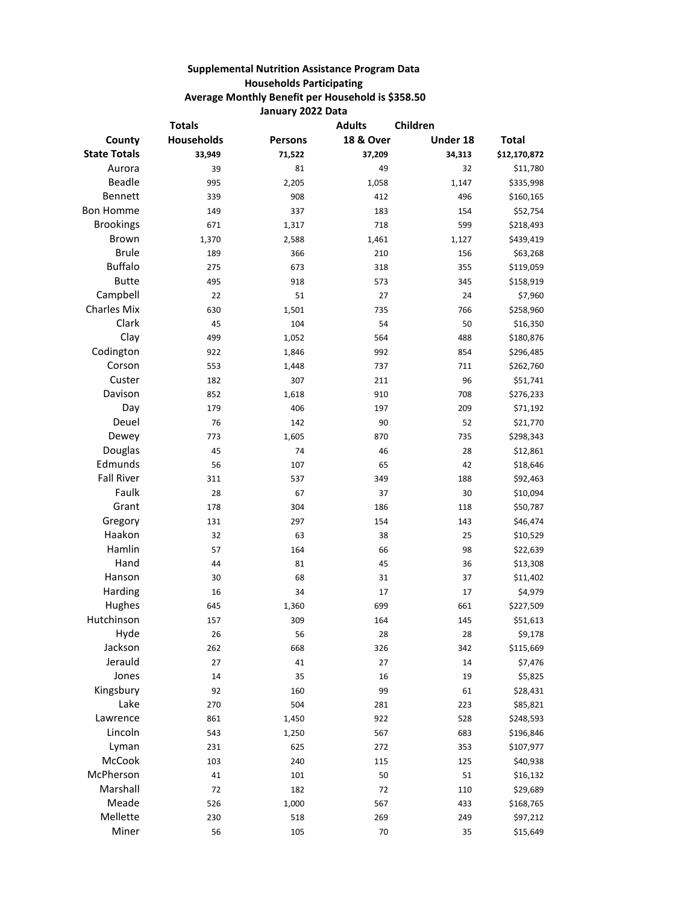**Supplemental Nutrition Assistance Program Data**

**Households Participating**

**Average Monthly Benefit per Household is $358.50**

**January 2022 Data**

| County | Totals Households | Persons | Adults 18 & Over | Children Under 18 | Total |
|---|---|---|---|---|---|
| **State Totals** | **33,949** | **71,522** | **37,209** | **34,313** | **$12,170,872** |
| Aurora | 39 | 81 | 49 | 32 | $11,780 |
| Beadle | 995 | 2,205 | 1,058 | 1,147 | $335,998 |
| Bennett | 339 | 908 | 412 | 496 | $160,165 |
| Bon Homme | 149 | 337 | 183 | 154 | $52,754 |
| Brookings | 671 | 1,317 | 718 | 599 | $218,493 |
| Brown | 1,370 | 2,588 | 1,461 | 1,127 | $439,419 |
| Brule | 189 | 366 | 210 | 156 | $63,268 |
| Buffalo | 275 | 673 | 318 | 355 | $119,059 |
| Butte | 495 | 918 | 573 | 345 | $158,919 |
| Campbell | 22 | 51 | 27 | 24 | $7,960 |
| Charles Mix | 630 | 1,501 | 735 | 766 | $258,960 |
| Clark | 45 | 104 | 54 | 50 | $16,350 |
| Clay | 499 | 1,052 | 564 | 488 | $180,876 |
| Codington | 922 | 1,846 | 992 | 854 | $296,485 |
| Corson | 553 | 1,448 | 737 | 711 | $262,760 |
| Custer | 182 | 307 | 211 | 96 | $51,741 |
| Davison | 852 | 1,618 | 910 | 708 | $276,233 |
| Day | 179 | 406 | 197 | 209 | $71,192 |
| Deuel | 76 | 142 | 90 | 52 | $21,770 |
| Dewey | 773 | 1,605 | 870 | 735 | $298,343 |
| Douglas | 45 | 74 | 46 | 28 | $12,861 |
| Edmunds | 56 | 107 | 65 | 42 | $18,646 |
| Fall River | 311 | 537 | 349 | 188 | $92,463 |
| Faulk | 28 | 67 | 37 | 30 | $10,094 |
| Grant | 178 | 304 | 186 | 118 | $50,787 |
| Gregory | 131 | 297 | 154 | 143 | $46,474 |
| Haakon | 32 | 63 | 38 | 25 | $10,529 |
| Hamlin | 57 | 164 | 66 | 98 | $22,639 |
| Hand | 44 | 81 | 45 | 36 | $13,308 |
| Hanson | 30 | 68 | 31 | 37 | $11,402 |
| Harding | 16 | 34 | 17 | 17 | $4,979 |
| Hughes | 645 | 1,360 | 699 | 661 | $227,509 |
| Hutchinson | 157 | 309 | 164 | 145 | $51,613 |
| Hyde | 26 | 56 | 28 | 28 | $9,178 |
| Jackson | 262 | 668 | 326 | 342 | $115,669 |
| Jerauld | 27 | 41 | 27 | 14 | $7,476 |
| Jones | 14 | 35 | 16 | 19 | $5,825 |
| Kingsbury | 92 | 160 | 99 | 61 | $28,431 |
| Lake | 270 | 504 | 281 | 223 | $85,821 |
| Lawrence | 861 | 1,450 | 922 | 528 | $248,593 |
| Lincoln | 543 | 1,250 | 567 | 683 | $196,846 |
| Lyman | 231 | 625 | 272 | 353 | $107,977 |
| McCook | 103 | 240 | 115 | 125 | $40,938 |
| McPherson | 41 | 101 | 50 | 51 | $16,132 |
| Marshall | 72 | 182 | 72 | 110 | $29,689 |
| Meade | 526 | 1,000 | 567 | 433 | $168,765 |
| Mellette | 230 | 518 | 269 | 249 | $97,212 |
| Miner | 56 | 105 | 70 | 35 | $15,649 |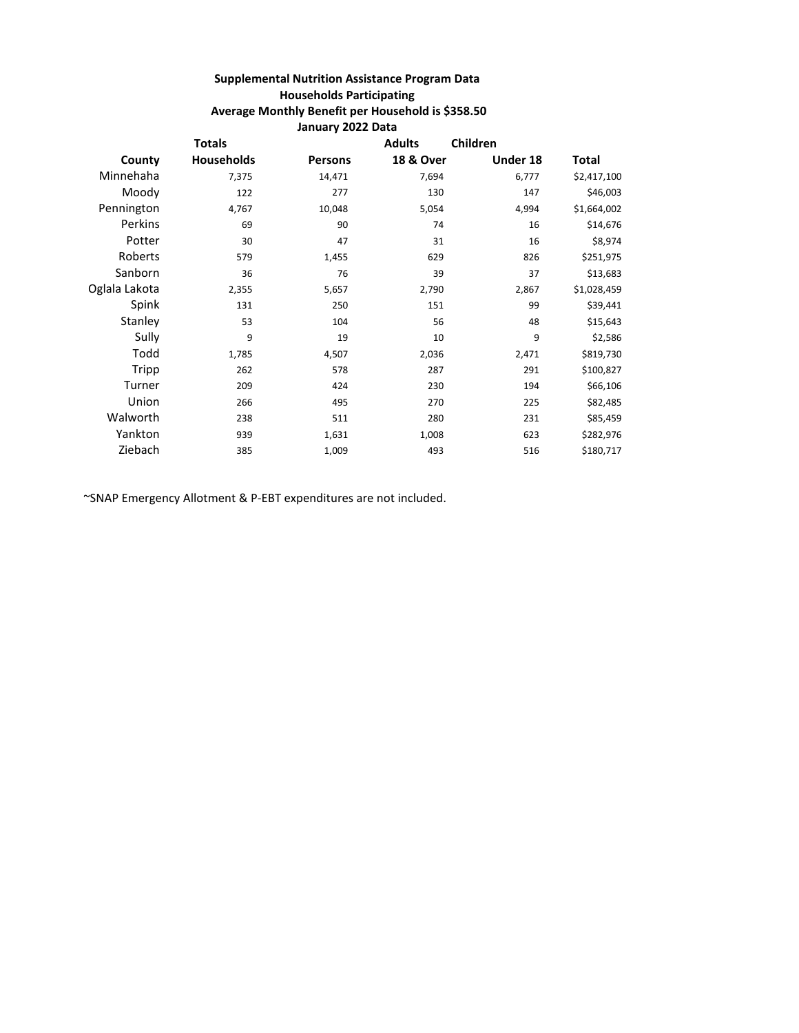**Supplemental Nutrition Assistance Program Data**
**Households Participating**
**Average Monthly Benefit per Household is $358.50**
**January 2022 Data**

| | Totals | | Adults | Children | |
|---|---|---|---|---|---|
| **County** | **Households** | **Persons** | **18 & Over** | **Under 18** | **Total** |
| Minnehaha | 7,375 | 14,471 | 7,694 | 6,777 | $2,417,100 |
| Moody | 122 | 277 | 130 | 147 | $46,003 |
| Pennington | 4,767 | 10,048 | 5,054 | 4,994 | $1,664,002 |
| Perkins | 69 | 90 | 74 | 16 | $14,676 |
| Potter | 30 | 47 | 31 | 16 | $8,974 |
| Roberts | 579 | 1,455 | 629 | 826 | $251,975 |
| Sanborn | 36 | 76 | 39 | 37 | $13,683 |
| Oglala Lakota | 2,355 | 5,657 | 2,790 | 2,867 | $1,028,459 |
| Spink | 131 | 250 | 151 | 99 | $39,441 |
| Stanley | 53 | 104 | 56 | 48 | $15,643 |
| Sully | 9 | 19 | 10 | 9 | $2,586 |
| Todd | 1,785 | 4,507 | 2,036 | 2,471 | $819,730 |
| Tripp | 262 | 578 | 287 | 291 | $100,827 |
| Turner | 209 | 424 | 230 | 194 | $66,106 |
| Union | 266 | 495 | 270 | 225 | $82,485 |
| Walworth | 238 | 511 | 280 | 231 | $85,459 |
| Yankton | 939 | 1,631 | 1,008 | 623 | $282,976 |
| Ziebach | 385 | 1,009 | 493 | 516 | $180,717 |

~SNAP Emergency Allotment & P-EBT expenditures are not included.